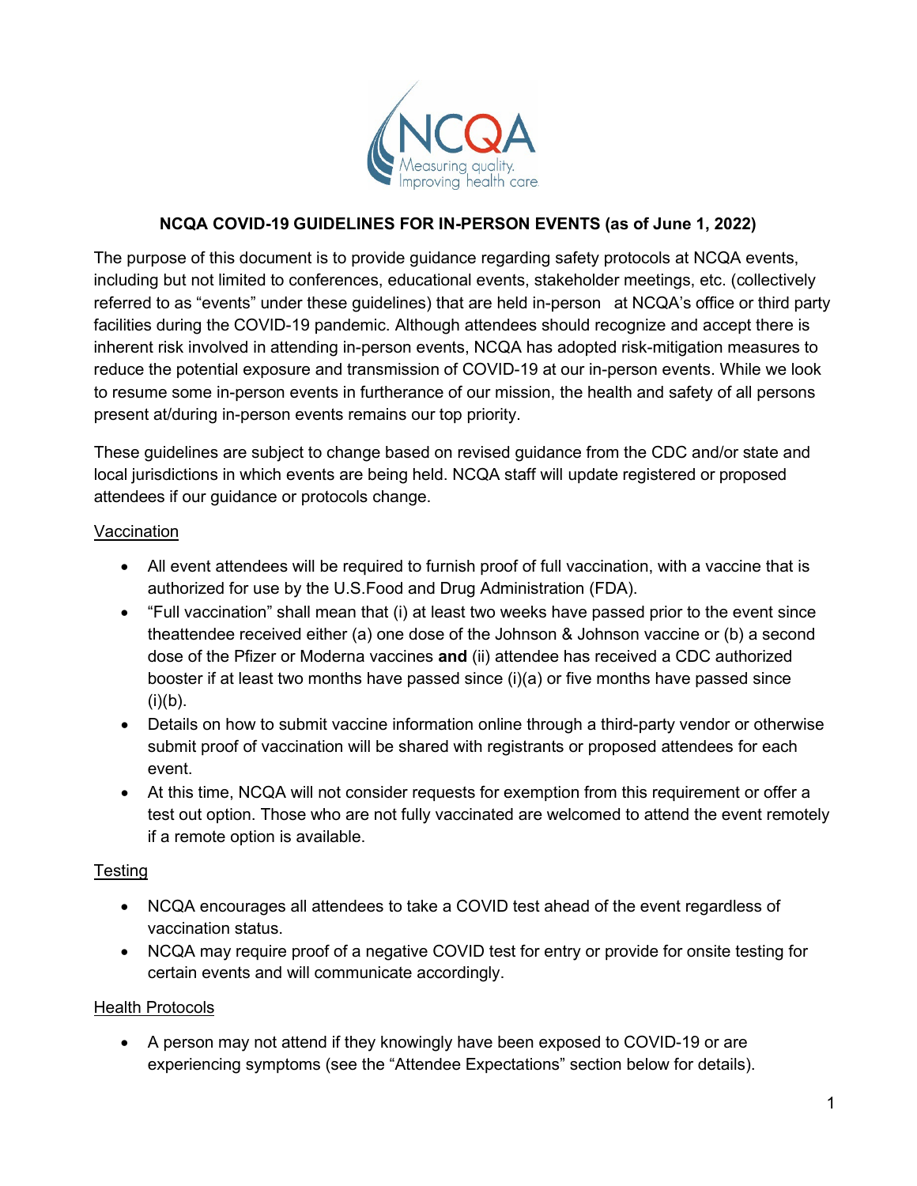# NCQA COVID-19 GUIDELINES FOR IN-PERSON EVENTS (as of June 1, 2022)

The purpose of this document is to provide guidance regarding safety protocols at NCQA events, including but not limited to conferences, educational events, stakeholder meetings, etc. (collectively referred to as "events" under these guidelines) that are held in-person at NCQA's office or third party facilities during the COVID-19 pandemic. Although attendees should recognize and accept there is inherent risk involved in attending in-person events, NCQA has adopted risk-mitigation measures to reduce the potential exposure and transmission of COVID-19 at our in-person events. While we look to resume some in-person events in furtherance of our mission, the health and safety of all persons present at/during in-person events remains our top priority.

These guidelines are subject to change based on revised guidance from the CDC and/or state and local jurisdictions in which events are being held. NCQA staff will update registered or proposed attendees if our guidance or protocols change.

## Vaccination

- All event attendees will be required to furnish proof of full vaccination, with a vaccine that is authorized for use by the U.S.Food and Drug Administration (FDA).
- "Full vaccination" shall mean that (i) at least two weeks have passed prior to the event since theattendee received either (a) one dose of the Johnson & Johnson vaccine or (b) a second dose of the Pfizer or Moderna vaccines **and** (ii) attendee has received a CDC authorized booster if at least two months have passed since (i)(a) or five months have passed since (i)(b).
- Details on how to submit vaccine information online through a third-party vendor or otherwise submit proof of vaccination will be shared with registrants or proposed attendees for each event.
- At this time, NCQA will not consider requests for exemption from this requirement or offer a test out option. Those who are not fully vaccinated are welcomed to attend the event remotely if a remote option is available.

## Testing

- NCQA encourages all attendees to take a COVID test ahead of the event regardless of vaccination status.
- NCQA may require proof of a negative COVID test for entry or provide for onsite testing for certain events and will communicate accordingly.

## Health Protocols

- A person may not attend if they knowingly have been exposed to COVID-19 or are experiencing symptoms (see the "Attendee Expectations" section below for details).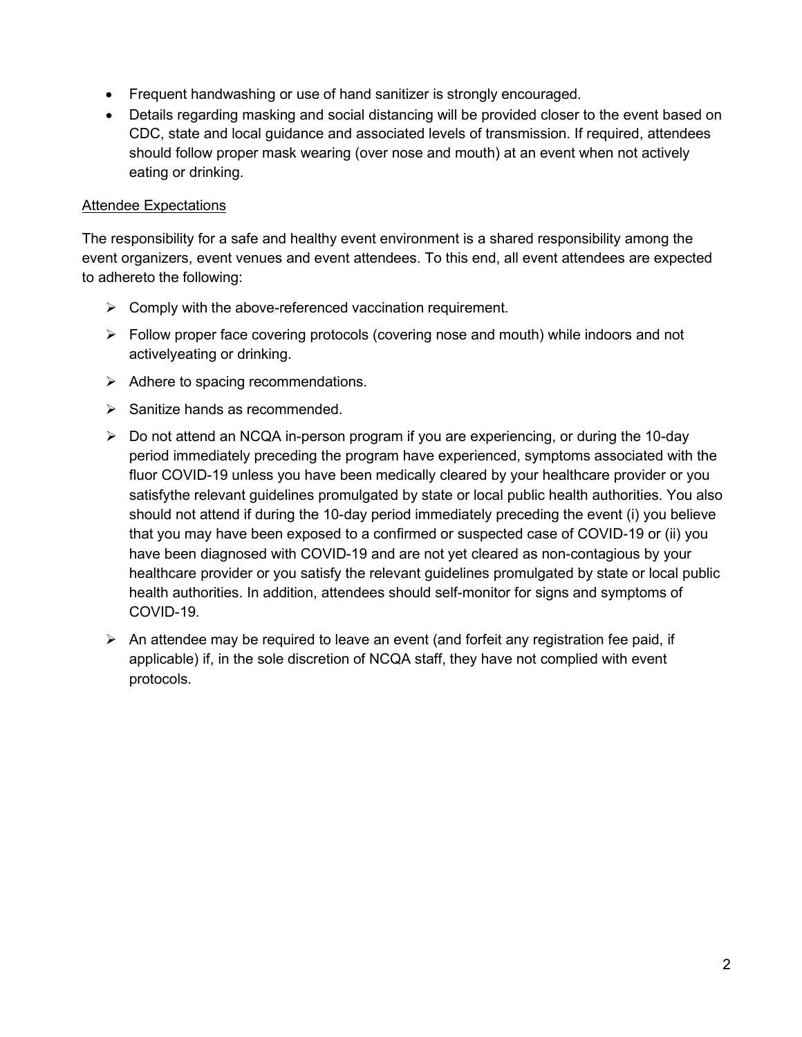- Frequent handwashing or use of hand sanitizer is strongly encouraged.
- Details regarding masking and social distancing will be provided closer to the event based on CDC, state and local guidance and associated levels of transmission. If required, attendees should follow proper mask wearing (over nose and mouth) at an event when not actively eating or drinking.

<u>Attendee Expectations</u>

The responsibility for a safe and healthy event environment is a shared responsibility among the event organizers, event venues and event attendees. To this end, all event attendees are expected to adhereto the following:

- Comply with the above-referenced vaccination requirement.
- Follow proper face covering protocols (covering nose and mouth) while indoors and not activelyeating or drinking.
- Adhere to spacing recommendations.
- Sanitize hands as recommended.
- Do not attend an NCQA in-person program if you are experiencing, or during the 10-day period immediately preceding the program have experienced, symptoms associated with the fluor COVID-19 unless you have been medically cleared by your healthcare provider or you satisfythe relevant guidelines promulgated by state or local public health authorities. You also should not attend if during the 10-day period immediately preceding the event (i) you believe that you may have been exposed to a confirmed or suspected case of COVID-19 or (ii) you have been diagnosed with COVID-19 and are not yet cleared as non-contagious by your healthcare provider or you satisfy the relevant guidelines promulgated by state or local public health authorities. In addition, attendees should self-monitor for signs and symptoms of COVID-19.
- An attendee may be required to leave an event (and forfeit any registration fee paid, if applicable) if, in the sole discretion of NCQA staff, they have not complied with event protocols.